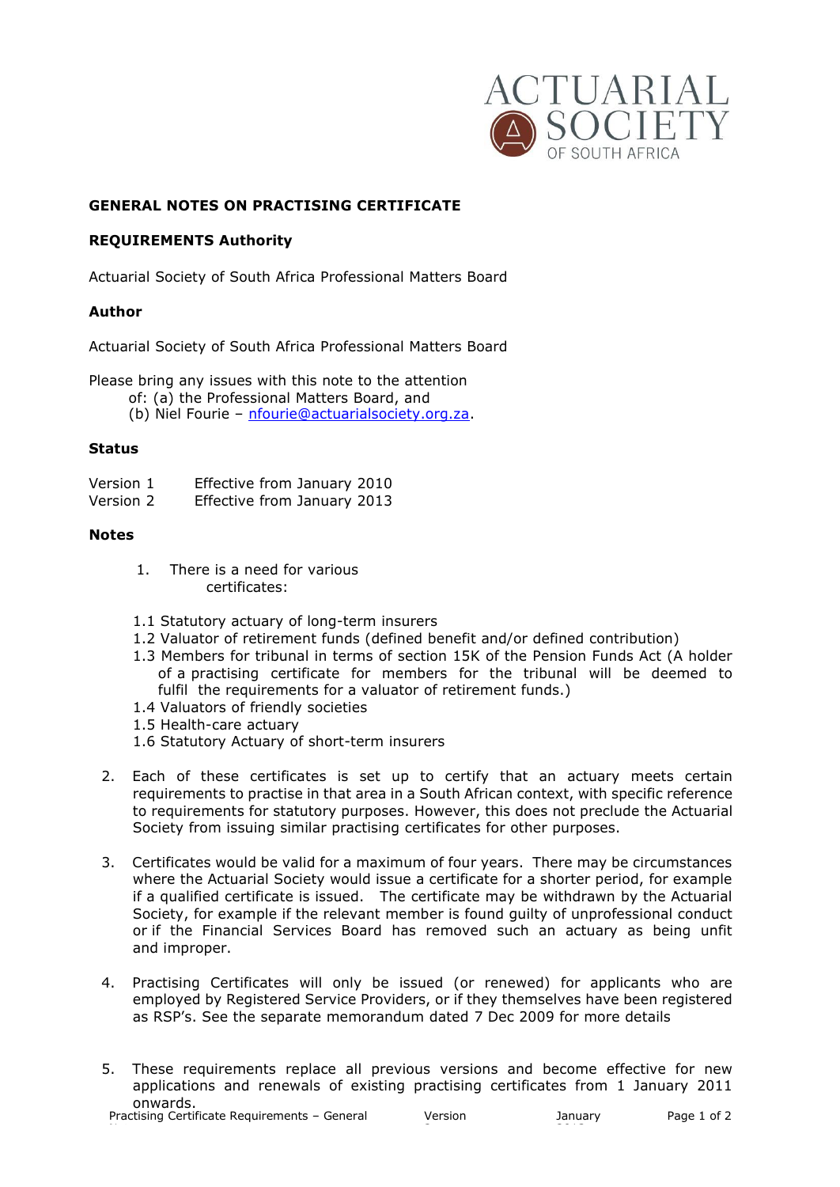## GENERAL NOTES ON PRACTISING CERTIFICATE

## REQUIREMENTS Authority

Actuarial Society of South Africa Professional Matters Board

## Author

Actuarial Society of South Africa Professional Matters Board

Please bring any issues with this note to the attention of: (a) the Professional Matters Board, and
(b) Niel Fourie – nfourie@actuarialsociety.org.za.

## Status

Version 1 Effective from January 2010
Version 2 Effective from January 2013

## Notes

1. There is a need for various certificates:

1.1 Statutory actuary of long-term insurers
1.2 Valuator of retirement funds (defined benefit and/or defined contribution)
1.3 Members for tribunal in terms of section 15K of the Pension Funds Act (A holder of a practising certificate for members for the tribunal will be deemed to fulfil the requirements for a valuator of retirement funds.)
1.4 Valuators of friendly societies
1.5 Health-care actuary
1.6 Statutory Actuary of short-term insurers

2. Each of these certificates is set up to certify that an actuary meets certain requirements to practise in that area in a South African context, with specific reference to requirements for statutory purposes. However, this does not preclude the Actuarial Society from issuing similar practising certificates for other purposes.

3. Certificates would be valid for a maximum of four years. There may be circumstances where the Actuarial Society would issue a certificate for a shorter period, for example if a qualified certificate is issued. The certificate may be withdrawn by the Actuarial Society, for example if the relevant member is found guilty of unprofessional conduct or if the Financial Services Board has removed such an actuary as being unfit and improper.

4. Practising Certificates will only be issued (or renewed) for applicants who are employed by Registered Service Providers, or if they themselves have been registered as RSP's. See the separate memorandum dated 7 Dec 2009 for more details

5. These requirements replace all previous versions and become effective for new applications and renewals of existing practising certificates from 1 January 2011 onwards.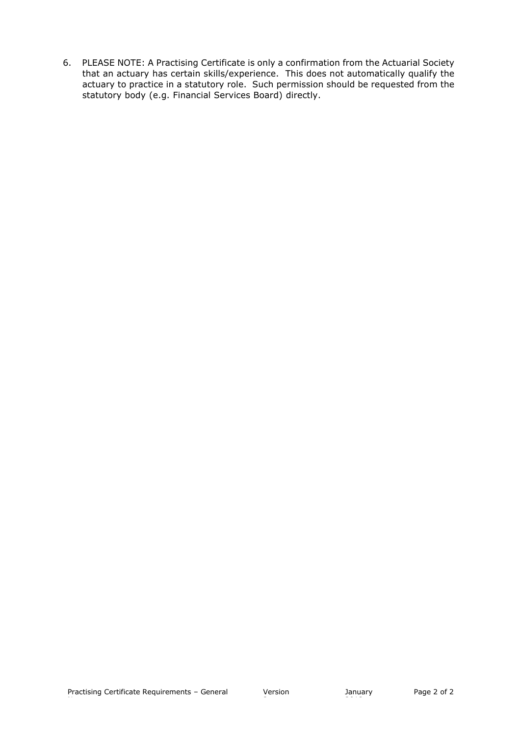6. PLEASE NOTE: A Practising Certificate is only a confirmation from the Actuarial Society that an actuary has certain skills/experience. This does not automatically qualify the actuary to practice in a statutory role. Such permission should be requested from the statutory body (e.g. Financial Services Board) directly.